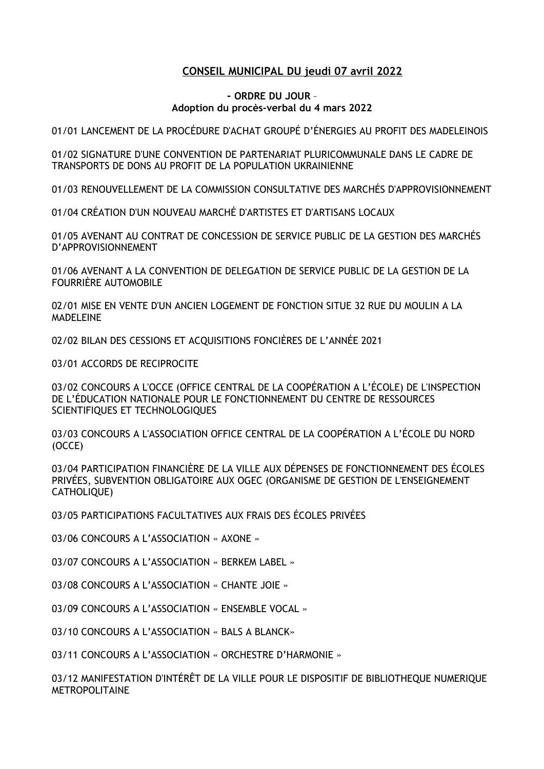# CONSEIL MUNICIPAL DU jeudi 07 avril 2022

**- ORDRE DU JOUR –**
**Adoption du procès-verbal du 4 mars 2022**

01/01 LANCEMENT DE LA PROCÉDURE D'ACHAT GROUPÉ D'ÉNERGIES AU PROFIT DES MADELEINOIS

01/02 SIGNATURE D'UNE CONVENTION DE PARTENARIAT PLURICOMMUNALE DANS LE CADRE DE TRANSPORTS DE DONS AU PROFIT DE LA POPULATION UKRAINIENNE

01/03 RENOUVELLEMENT DE LA COMMISSION CONSULTATIVE DES MARCHÉS D'APPROVISIONNEMENT

01/04 CRÉATION D'UN NOUVEAU MARCHÉ D'ARTISTES ET D'ARTISANS LOCAUX

01/05 AVENANT AU CONTRAT DE CONCESSION DE SERVICE PUBLIC DE LA GESTION DES MARCHÉS D'APPROVISIONNEMENT

01/06 AVENANT A LA CONVENTION DE DELEGATION DE SERVICE PUBLIC DE LA GESTION DE LA FOURRIÈRE AUTOMOBILE

02/01 MISE EN VENTE D'UN ANCIEN LOGEMENT DE FONCTION SITUE 32 RUE DU MOULIN A LA MADELEINE

02/02 BILAN DES CESSIONS ET ACQUISITIONS FONCIÈRES DE L'ANNÉE 2021

03/01 ACCORDS DE RECIPROCITE

03/02 CONCOURS A L'OCCE (OFFICE CENTRAL DE LA COOPÉRATION A L'ÉCOLE) DE L'INSPECTION DE L'ÉDUCATION NATIONALE POUR LE FONCTIONNEMENT DU CENTRE DE RESSOURCES SCIENTIFIQUES ET TECHNOLOGIQUES

03/03 CONCOURS A L'ASSOCIATION OFFICE CENTRAL DE LA COOPÉRATION A L'ÉCOLE DU NORD (OCCE)

03/04 PARTICIPATION FINANCIÈRE DE LA VILLE AUX DÉPENSES DE FONCTIONNEMENT DES ÉCOLES PRIVÉES, SUBVENTION OBLIGATOIRE AUX OGEC (ORGANISME DE GESTION DE L'ENSEIGNEMENT CATHOLIQUE)

03/05 PARTICIPATIONS FACULTATIVES AUX FRAIS DES ÉCOLES PRIVÉES

03/06 CONCOURS A L'ASSOCIATION « AXONE »

03/07 CONCOURS A L'ASSOCIATION « BERKEM LABEL »

03/08 CONCOURS A L'ASSOCIATION « CHANTE JOIE »

03/09 CONCOURS A L'ASSOCIATION « ENSEMBLE VOCAL »

03/10 CONCOURS A L'ASSOCIATION « BALS A BLANCK»

03/11 CONCOURS A L'ASSOCIATION « ORCHESTRE D'HARMONIE »

03/12 MANIFESTATION D'INTÉRÊT DE LA VILLE POUR LE DISPOSITIF DE BIBLIOTHEQUE NUMERIQUE METROPOLITAINE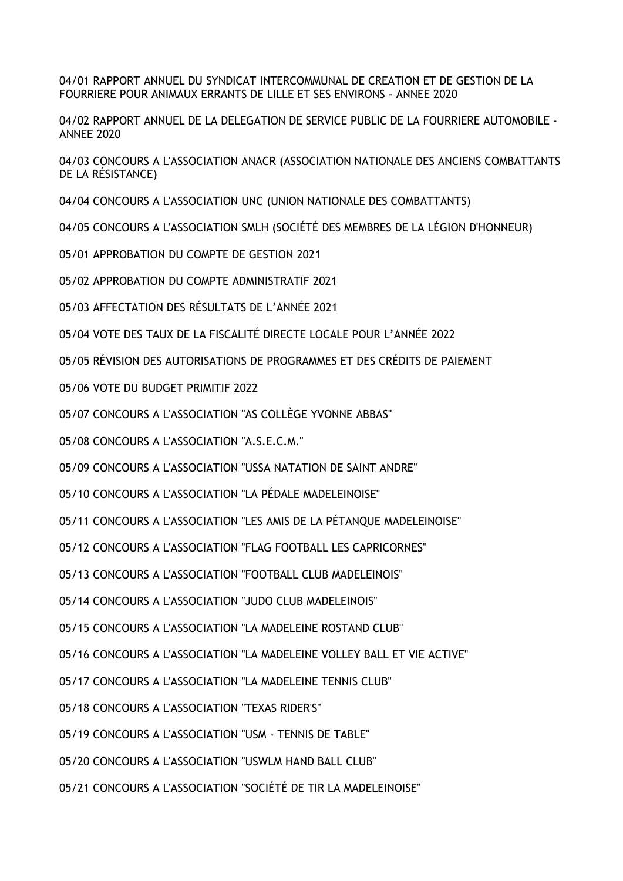04/01 RAPPORT ANNUEL DU SYNDICAT INTERCOMMUNAL DE CREATION ET DE GESTION DE LA FOURRIERE POUR ANIMAUX ERRANTS DE LILLE ET SES ENVIRONS - ANNEE 2020

04/02 RAPPORT ANNUEL DE LA DELEGATION DE SERVICE PUBLIC DE LA FOURRIERE AUTOMOBILE - ANNEE 2020

04/03 CONCOURS A L'ASSOCIATION ANACR (ASSOCIATION NATIONALE DES ANCIENS COMBATTANTS DE LA RÉSISTANCE)

04/04 CONCOURS A L'ASSOCIATION UNC (UNION NATIONALE DES COMBATTANTS)

04/05 CONCOURS A L'ASSOCIATION SMLH (SOCIÉTÉ DES MEMBRES DE LA LÉGION D'HONNEUR)

05/01 APPROBATION DU COMPTE DE GESTION 2021

05/02 APPROBATION DU COMPTE ADMINISTRATIF 2021

05/03 AFFECTATION DES RÉSULTATS DE L'ANNÉE 2021

05/04 VOTE DES TAUX DE LA FISCALITÉ DIRECTE LOCALE POUR L'ANNÉE 2022

05/05 RÉVISION DES AUTORISATIONS DE PROGRAMMES ET DES CRÉDITS DE PAIEMENT

05/06 VOTE DU BUDGET PRIMITIF 2022

05/07 CONCOURS A L'ASSOCIATION "AS COLLÈGE YVONNE ABBAS"

05/08 CONCOURS A L'ASSOCIATION "A.S.E.C.M."

05/09 CONCOURS A L'ASSOCIATION "USSA NATATION DE SAINT ANDRE"

05/10 CONCOURS A L'ASSOCIATION "LA PÉDALE MADELEINOISE"

05/11 CONCOURS A L'ASSOCIATION "LES AMIS DE LA PÉTANQUE MADELEINOISE"

05/12 CONCOURS A L'ASSOCIATION "FLAG FOOTBALL LES CAPRICORNES"

05/13 CONCOURS A L'ASSOCIATION "FOOTBALL CLUB MADELEINOIS"

05/14 CONCOURS A L'ASSOCIATION "JUDO CLUB MADELEINOIS"

05/15 CONCOURS A L'ASSOCIATION "LA MADELEINE ROSTAND CLUB"

05/16 CONCOURS A L'ASSOCIATION "LA MADELEINE VOLLEY BALL ET VIE ACTIVE"

05/17 CONCOURS A L'ASSOCIATION "LA MADELEINE TENNIS CLUB"

05/18 CONCOURS A L'ASSOCIATION "TEXAS RIDER'S"

05/19 CONCOURS A L'ASSOCIATION "USM - TENNIS DE TABLE"

05/20 CONCOURS A L'ASSOCIATION "USWLM HAND BALL CLUB"

05/21 CONCOURS A L'ASSOCIATION "SOCIÉTÉ DE TIR LA MADELEINOISE"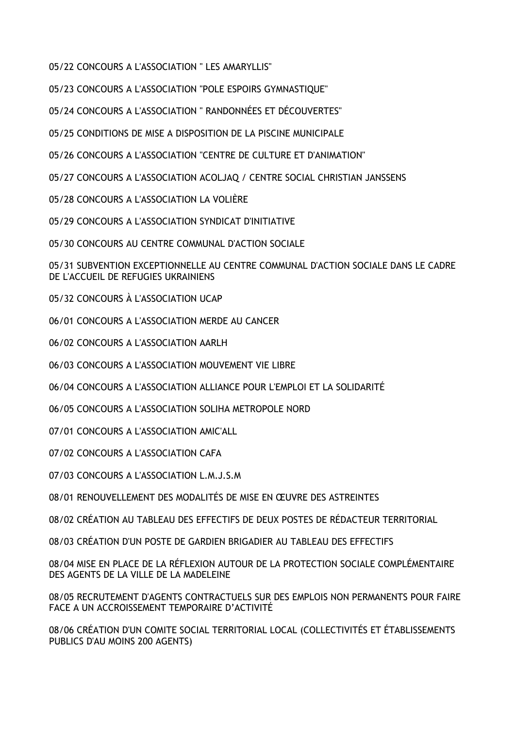05/22 CONCOURS A L'ASSOCIATION " LES AMARYLLIS"

05/23 CONCOURS A L'ASSOCIATION "POLE ESPOIRS GYMNASTIQUE"

05/24 CONCOURS A L'ASSOCIATION " RANDONNÉES ET DÉCOUVERTES"

05/25 CONDITIONS DE MISE A DISPOSITION DE LA PISCINE MUNICIPALE

05/26 CONCOURS A L'ASSOCIATION "CENTRE DE CULTURE ET D'ANIMATION"

05/27 CONCOURS A L'ASSOCIATION ACOLJAQ / CENTRE SOCIAL CHRISTIAN JANSSENS

05/28 CONCOURS A L'ASSOCIATION LA VOLIÈRE

05/29 CONCOURS A L'ASSOCIATION SYNDICAT D'INITIATIVE

05/30 CONCOURS AU CENTRE COMMUNAL D'ACTION SOCIALE

05/31 SUBVENTION EXCEPTIONNELLE AU CENTRE COMMUNAL D'ACTION SOCIALE DANS LE CADRE DE L'ACCUEIL DE REFUGIES UKRAINIENS

05/32 CONCOURS À L'ASSOCIATION UCAP

06/01 CONCOURS A L'ASSOCIATION MERDE AU CANCER

06/02 CONCOURS A L'ASSOCIATION AARLH

06/03 CONCOURS A L'ASSOCIATION MOUVEMENT VIE LIBRE

06/04 CONCOURS A L'ASSOCIATION ALLIANCE POUR L'EMPLOI ET LA SOLIDARITÉ

06/05 CONCOURS A L'ASSOCIATION SOLIHA METROPOLE NORD

07/01 CONCOURS A L'ASSOCIATION AMIC'ALL

07/02 CONCOURS A L'ASSOCIATION CAFA

07/03 CONCOURS A L'ASSOCIATION L.M.J.S.M

08/01 RENOUVELLEMENT DES MODALITÉS DE MISE EN ŒUVRE DES ASTREINTES

08/02 CRÉATION AU TABLEAU DES EFFECTIFS DE DEUX POSTES DE RÉDACTEUR TERRITORIAL

08/03 CRÉATION D'UN POSTE DE GARDIEN BRIGADIER AU TABLEAU DES EFFECTIFS

08/04 MISE EN PLACE DE LA RÉFLEXION AUTOUR DE LA PROTECTION SOCIALE COMPLÉMENTAIRE DES AGENTS DE LA VILLE DE LA MADELEINE

08/05 RECRUTEMENT D'AGENTS CONTRACTUELS SUR DES EMPLOIS NON PERMANENTS POUR FAIRE FACE A UN ACCROISSEMENT TEMPORAIRE D'ACTIVITÉ

08/06 CRÉATION D'UN COMITE SOCIAL TERRITORIAL LOCAL (COLLECTIVITÉS ET ÉTABLISSEMENTS PUBLICS D'AU MOINS 200 AGENTS)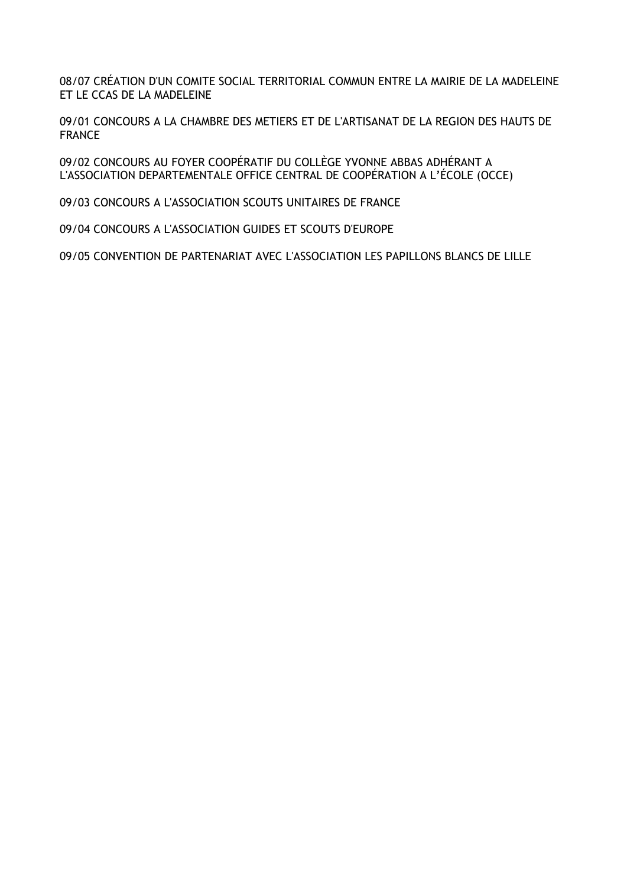08/07 CRÉATION D'UN COMITE SOCIAL TERRITORIAL COMMUN ENTRE LA MAIRIE DE LA MADELEINE ET LE CCAS DE LA MADELEINE

09/01 CONCOURS A LA CHAMBRE DES METIERS ET DE L'ARTISANAT DE LA REGION DES HAUTS DE FRANCE

09/02 CONCOURS AU FOYER COOPÉRATIF DU COLLÈGE YVONNE ABBAS ADHÉRANT A L'ASSOCIATION DEPARTEMENTALE OFFICE CENTRAL DE COOPÉRATION A L'ÉCOLE (OCCE)

09/03 CONCOURS A L'ASSOCIATION SCOUTS UNITAIRES DE FRANCE

09/04 CONCOURS A L'ASSOCIATION GUIDES ET SCOUTS D'EUROPE

09/05 CONVENTION DE PARTENARIAT AVEC L'ASSOCIATION LES PAPILLONS BLANCS DE LILLE